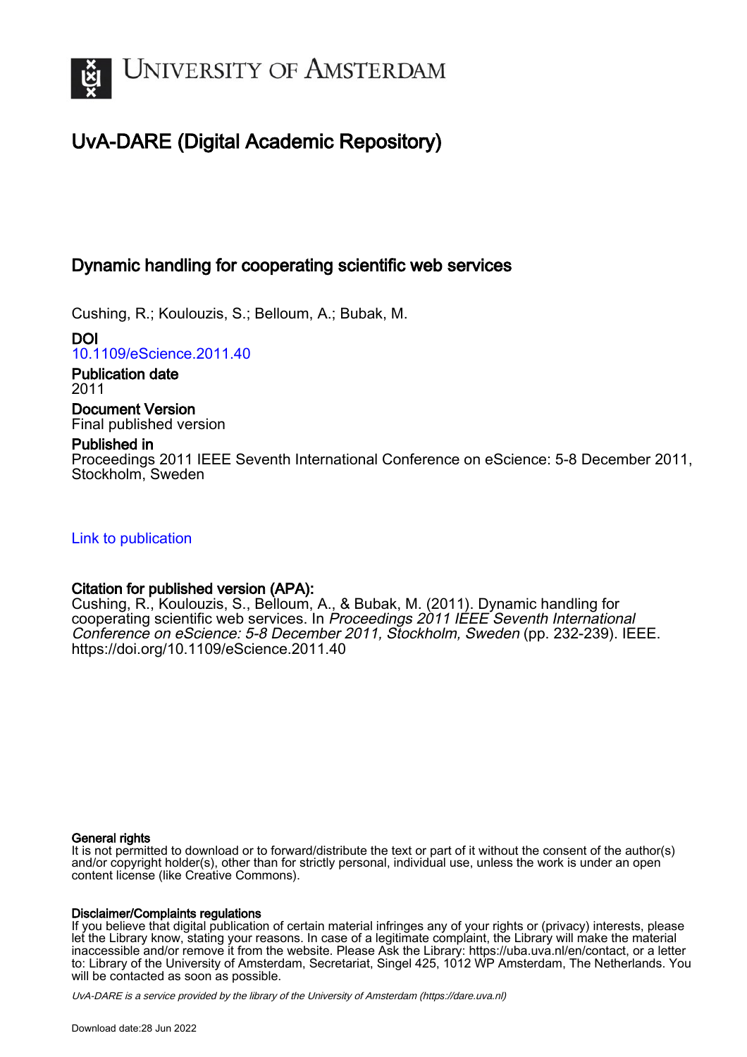# UvA-DARE (Digital Academic Repository)

## Dynamic handling for cooperating scientific web services

Cushing, R.; Koulouzis, S.; Belloum, A.; Bubak, M.

**DOI**
10.1109/eScience.2011.40

**Publication date**
2011

**Document Version**
Final published version

**Published in**
Proceedings 2011 IEEE Seventh International Conference on eScience: 5-8 December 2011, Stockholm, Sweden

Link to publication

**Citation for published version (APA):**
Cushing, R., Koulouzis, S., Belloum, A., & Bubak, M. (2011). Dynamic handling for cooperating scientific web services. In *Proceedings 2011 IEEE Seventh International Conference on eScience: 5-8 December 2011, Stockholm, Sweden* (pp. 232-239). IEEE. https://doi.org/10.1109/eScience.2011.40

**General rights**
It is not permitted to download or to forward/distribute the text or part of it without the consent of the author(s) and/or copyright holder(s), other than for strictly personal, individual use, unless the work is under an open content license (like Creative Commons).

**Disclaimer/Complaints regulations**
If you believe that digital publication of certain material infringes any of your rights or (privacy) interests, please let the Library know, stating your reasons. In case of a legitimate complaint, the Library will make the material inaccessible and/or remove it from the website. Please Ask the Library: https://uba.uva.nl/en/contact, or a letter to: Library of the University of Amsterdam, Secretariat, Singel 425, 1012 WP Amsterdam, The Netherlands. You will be contacted as soon as possible.

*UvA-DARE is a service provided by the library of the University of Amsterdam (https://dare.uva.nl)*

Download date:28 Jun 2022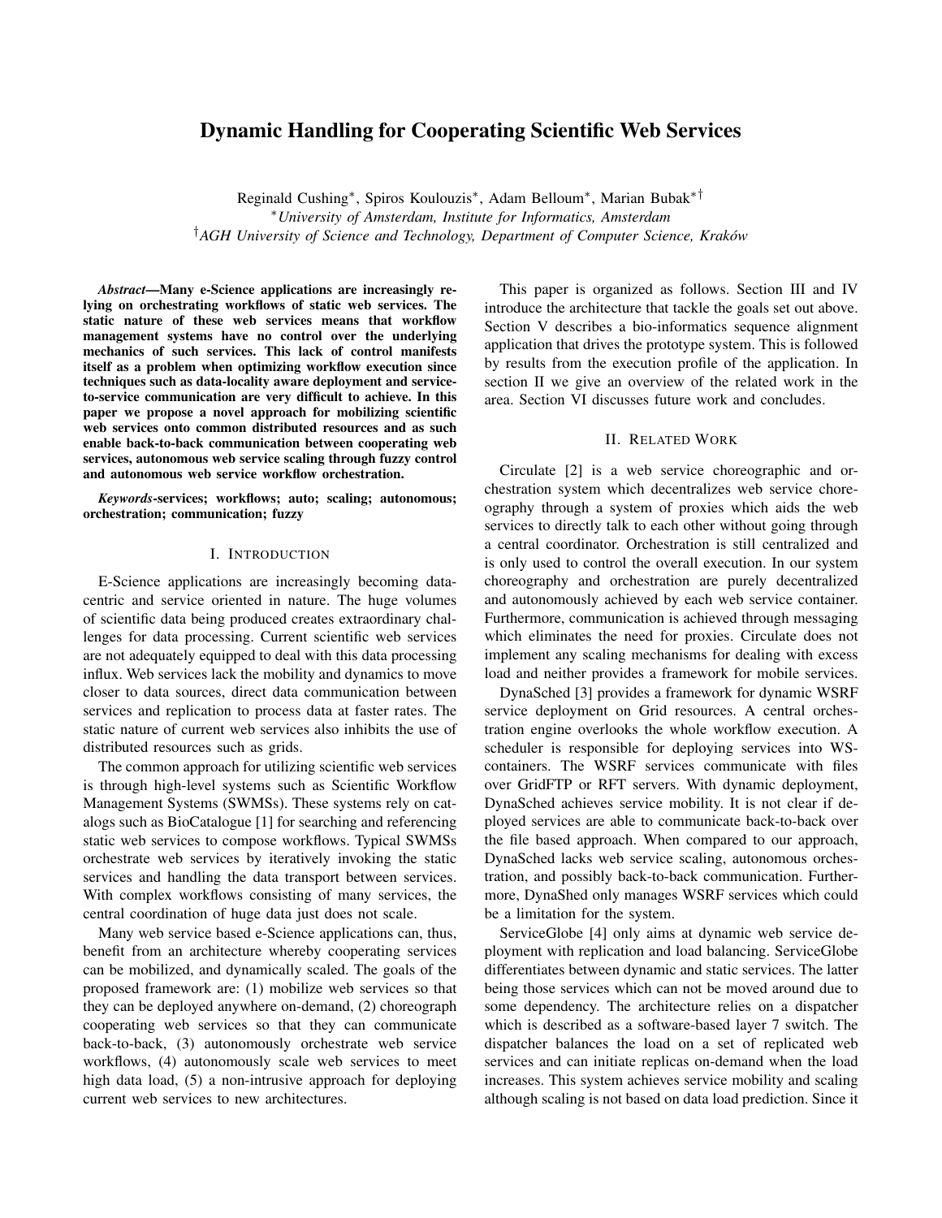# Dynamic Handling for Cooperating Scientific Web Services

Reginald Cushing*, Spiros Koulouzis*, Adam Belloum*, Marian Bubak*†

*University of Amsterdam, Institute for Informatics, Amsterdam

†AGH University of Science and Technology, Department of Computer Science, Kraków

***Abstract*—Many e-Science applications are increasingly relying on orchestrating workflows of static web services. The static nature of these web services means that workflow management systems have no control over the underlying mechanics of such services. This lack of control manifests itself as a problem when optimizing workflow execution since techniques such as data-locality aware deployment and service-to-service communication are very difficult to achieve. In this paper we propose a novel approach for mobilizing scientific web services onto common distributed resources and as such enable back-to-back communication between cooperating web services, autonomous web service scaling through fuzzy control and autonomous web service workflow orchestration.**

***Keywords*-services; workflows; auto; scaling; autonomous; orchestration; communication; fuzzy**

## I. Introduction

E-Science applications are increasingly becoming data-centric and service oriented in nature. The huge volumes of scientific data being produced creates extraordinary challenges for data processing. Current scientific web services are not adequately equipped to deal with this data processing influx. Web services lack the mobility and dynamics to move closer to data sources, direct data communication between services and replication to process data at faster rates. The static nature of current web services also inhibits the use of distributed resources such as grids.

The common approach for utilizing scientific web services is through high-level systems such as Scientific Workflow Management Systems (SWMSs). These systems rely on catalogs such as BioCatalogue [1] for searching and referencing static web services to compose workflows. Typical SWMSs orchestrate web services by iteratively invoking the static services and handling the data transport between services. With complex workflows consisting of many services, the central coordination of huge data just does not scale.

Many web service based e-Science applications can, thus, benefit from an architecture whereby cooperating services can be mobilized, and dynamically scaled. The goals of the proposed framework are: (1) mobilize web services so that they can be deployed anywhere on-demand, (2) choreograph cooperating web services so that they can communicate back-to-back, (3) autonomously orchestrate web service workflows, (4) autonomously scale web services to meet high data load, (5) a non-intrusive approach for deploying current web services to new architectures.

This paper is organized as follows. Section III and IV introduce the architecture that tackle the goals set out above. Section V describes a bio-informatics sequence alignment application that drives the prototype system. This is followed by results from the execution profile of the application. In section II we give an overview of the related work in the area. Section VI discusses future work and concludes.

## II. Related Work

Circulate [2] is a web service choreographic and orchestration system which decentralizes web service choreography through a system of proxies which aids the web services to directly talk to each other without going through a central coordinator. Orchestration is still centralized and is only used to control the overall execution. In our system choreography and orchestration are purely decentralized and autonomously achieved by each web service container. Furthermore, communication is achieved through messaging which eliminates the need for proxies. Circulate does not implement any scaling mechanisms for dealing with excess load and neither provides a framework for mobile services.

DynaSched [3] provides a framework for dynamic WSRF service deployment on Grid resources. A central orchestration engine overlooks the whole workflow execution. A scheduler is responsible for deploying services into WS-containers. The WSRF services communicate with files over GridFTP or RFT servers. With dynamic deployment, DynaSched achieves service mobility. It is not clear if deployed services are able to communicate back-to-back over the file based approach. When compared to our approach, DynaSched lacks web service scaling, autonomous orchestration, and possibly back-to-back communication. Furthermore, DynaShed only manages WSRF services which could be a limitation for the system.

ServiceGlobe [4] only aims at dynamic web service deployment with replication and load balancing. ServiceGlobe differentiates between dynamic and static services. The latter being those services which can not be moved around due to some dependency. The architecture relies on a dispatcher which is described as a software-based layer 7 switch. The dispatcher balances the load on a set of replicated web services and can initiate replicas on-demand when the load increases. This system achieves service mobility and scaling although scaling is not based on data load prediction. Since it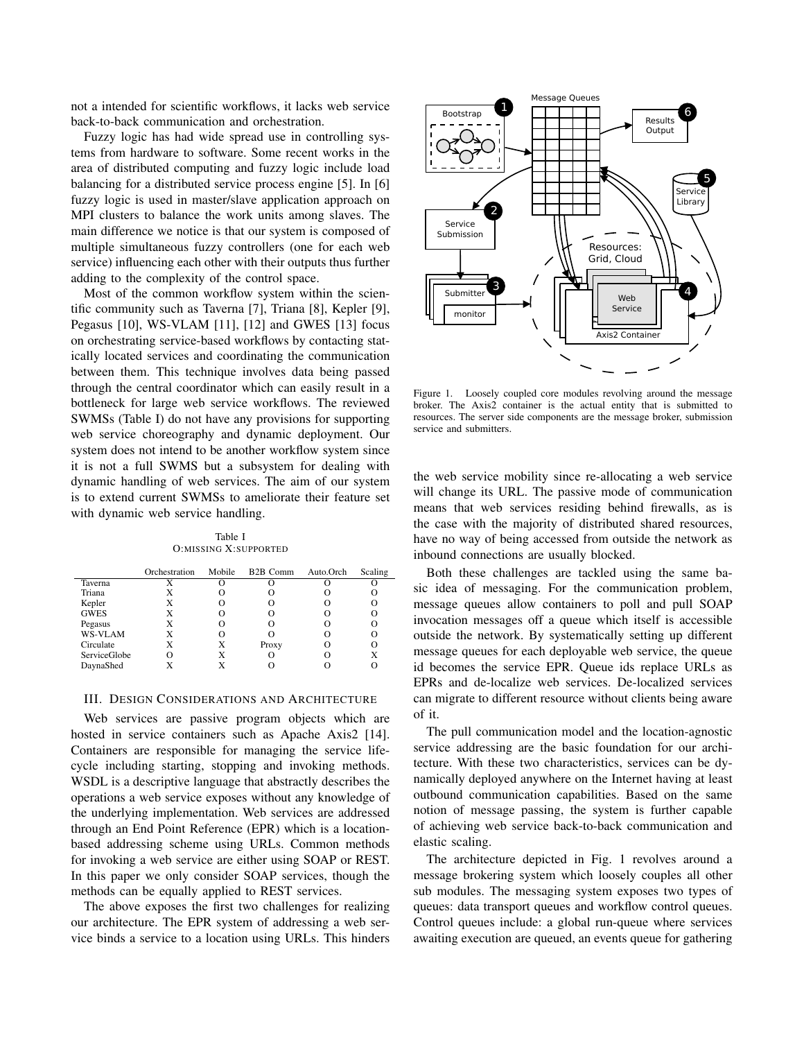not a intended for scientific workflows, it lacks web service back-to-back communication and orchestration.

Fuzzy logic has had wide spread use in controlling systems from hardware to software. Some recent works in the area of distributed computing and fuzzy logic include load balancing for a distributed service process engine [5]. In [6] fuzzy logic is used in master/slave application approach on MPI clusters to balance the work units among slaves. The main difference we notice is that our system is composed of multiple simultaneous fuzzy controllers (one for each web service) influencing each other with their outputs thus further adding to the complexity of the control space.

Most of the common workflow system within the scientific community such as Taverna [7], Triana [8], Kepler [9], Pegasus [10], WS-VLAM [11], [12] and GWES [13] focus on orchestrating service-based workflows by contacting statically located services and coordinating the communication between them. This technique involves data being passed through the central coordinator which can easily result in a bottleneck for large web service workflows. The reviewed SWMSs (Table I) do not have any provisions for supporting web service choreography and dynamic deployment. Our system does not intend to be another workflow system since it is not a full SWMS but a subsystem for dealing with dynamic handling of web services. The aim of our system is to extend current SWMSs to ameliorate their feature set with dynamic web service handling.

Table I
O:MISSING X:SUPPORTED

| | Orchestration | Mobile | B2B Comm | Auto.Orch | Scaling |
|---|---|---|---|---|---|
| Taverna | X | O | O | O | O |
| Triana | X | O | O | O | O |
| Kepler | X | O | O | O | O |
| GWES | X | O | O | O | O |
| Pegasus | X | O | O | O | O |
| WS-VLAM | X | O | O | O | O |
| Circulate | X | X | Proxy | O | O |
| ServiceGlobe | O | X | O | O | X |
| DaynaShed | X | X | O | O | O |

## III. Design Considerations and Architecture

Web services are passive program objects which are hosted in service containers such as Apache Axis2 [14]. Containers are responsible for managing the service life-cycle including starting, stopping and invoking methods. WSDL is a descriptive language that abstractly describes the operations a web service exposes without any knowledge of the underlying implementation. Web services are addressed through an End Point Reference (EPR) which is a location-based addressing scheme using URLs. Common methods for invoking a web service are either using SOAP or REST. In this paper we only consider SOAP services, though the methods can be equally applied to REST services.

The above exposes the first two challenges for realizing our architecture. The EPR system of addressing a web service binds a service to a location using URLs. This hinders the web service mobility since re-allocating a web service will change its URL. The passive mode of communication means that web services residing behind firewalls, as is the case with the majority of distributed shared resources, have no way of being accessed from outside the network as inbound connections are usually blocked.

Figure 1. Loosely coupled core modules revolving around the message broker. The Axis2 container is the actual entity that is submitted to resources. The server side components are the message broker, submission service and submitters.

Both these challenges are tackled using the same basic idea of messaging. For the communication problem, message queues allow containers to poll and pull SOAP invocation messages off a queue which itself is accessible outside the network. By systematically setting up different message queues for each deployable web service, the queue id becomes the service EPR. Queue ids replace URLs as EPRs and de-localize web services. De-localized services can migrate to different resource without clients being aware of it.

The pull communication model and the location-agnostic service addressing are the basic foundation for our architecture. With these two characteristics, services can be dynamically deployed anywhere on the Internet having at least outbound communication capabilities. Based on the same notion of message passing, the system is further capable of achieving web service back-to-back communication and elastic scaling.

The architecture depicted in Fig. 1 revolves around a message brokering system which loosely couples all other sub modules. The messaging system exposes two types of queues: data transport queues and workflow control queues. Control queues include: a global run-queue where services awaiting execution are queued, an events queue for gathering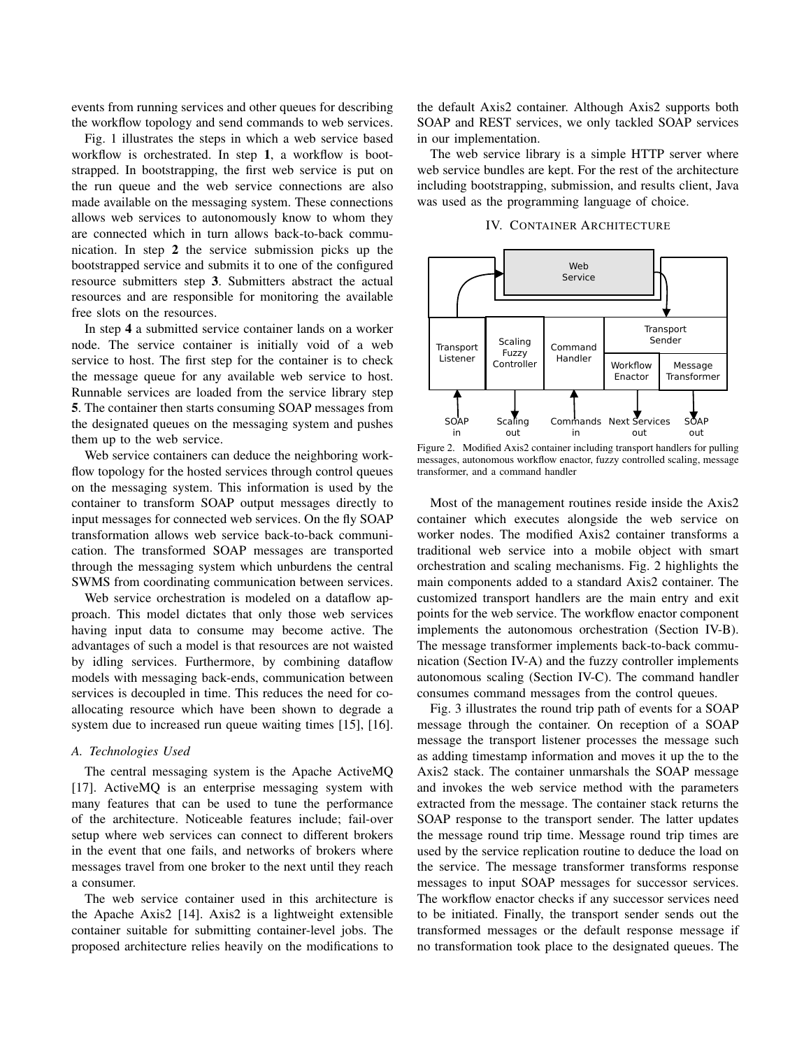events from running services and other queues for describing the workflow topology and send commands to web services.

Fig. 1 illustrates the steps in which a web service based workflow is orchestrated. In step **1**, a workflow is bootstrapped. In bootstrapping, the first web service is put on the run queue and the web service connections are also made available on the messaging system. These connections allows web services to autonomously know to whom they are connected which in turn allows back-to-back communication. In step **2** the service submission picks up the bootstrapped service and submits it to one of the configured resource submitters step **3**. Submitters abstract the actual resources and are responsible for monitoring the available free slots on the resources.

In step **4** a submitted service container lands on a worker node. The service container is initially void of a web service to host. The first step for the container is to check the message queue for any available web service to host. Runnable services are loaded from the service library step **5**. The container then starts consuming SOAP messages from the designated queues on the messaging system and pushes them up to the web service.

Web service containers can deduce the neighboring workflow topology for the hosted services through control queues on the messaging system. This information is used by the container to transform SOAP output messages directly to input messages for connected web services. On the fly SOAP transformation allows web service back-to-back communication. The transformed SOAP messages are transported through the messaging system which unburdens the central SWMS from coordinating communication between services.

Web service orchestration is modeled on a dataflow approach. This model dictates that only those web services having input data to consume may become active. The advantages of such a model is that resources are not waisted by idling services. Furthermore, by combining dataflow models with messaging back-ends, communication between services is decoupled in time. This reduces the need for co-allocating resource which have been shown to degrade a system due to increased run queue waiting times [15], [16].

### *A. Technologies Used*

The central messaging system is the Apache ActiveMQ [17]. ActiveMQ is an enterprise messaging system with many features that can be used to tune the performance of the architecture. Noticeable features include; fail-over setup where web services can connect to different brokers in the event that one fails, and networks of brokers where messages travel from one broker to the next until they reach a consumer.

The web service container used in this architecture is the Apache Axis2 [14]. Axis2 is a lightweight extensible container suitable for submitting container-level jobs. The proposed architecture relies heavily on the modifications to the default Axis2 container. Although Axis2 supports both SOAP and REST services, we only tackled SOAP services in our implementation.

The web service library is a simple HTTP server where web service bundles are kept. For the rest of the architecture including bootstrapping, submission, and results client, Java was used as the programming language of choice.

## IV. Container Architecture

Figure 2. Modified Axis2 container including transport handlers for pulling messages, autonomous workflow enactor, fuzzy controlled scaling, message transformer, and a command handler

Most of the management routines reside inside the Axis2 container which executes alongside the web service on worker nodes. The modified Axis2 container transforms a traditional web service into a mobile object with smart orchestration and scaling mechanisms. Fig. 2 highlights the main components added to a standard Axis2 container. The customized transport handlers are the main entry and exit points for the web service. The workflow enactor component implements the autonomous orchestration (Section IV-B). The message transformer implements back-to-back communication (Section IV-A) and the fuzzy controller implements autonomous scaling (Section IV-C). The command handler consumes command messages from the control queues.

Fig. 3 illustrates the round trip path of events for a SOAP message through the container. On reception of a SOAP message the transport listener processes the message such as adding timestamp information and moves it up the to the Axis2 stack. The container unmarshals the SOAP message and invokes the web service method with the parameters extracted from the message. The container stack returns the SOAP response to the transport sender. The latter updates the message round trip time. Message round trip times are used by the service replication routine to deduce the load on the service. The message transformer transforms response messages to input SOAP messages for successor services. The workflow enactor checks if any successor services need to be initiated. Finally, the transport sender sends out the transformed messages or the default response message if no transformation took place to the designated queues. The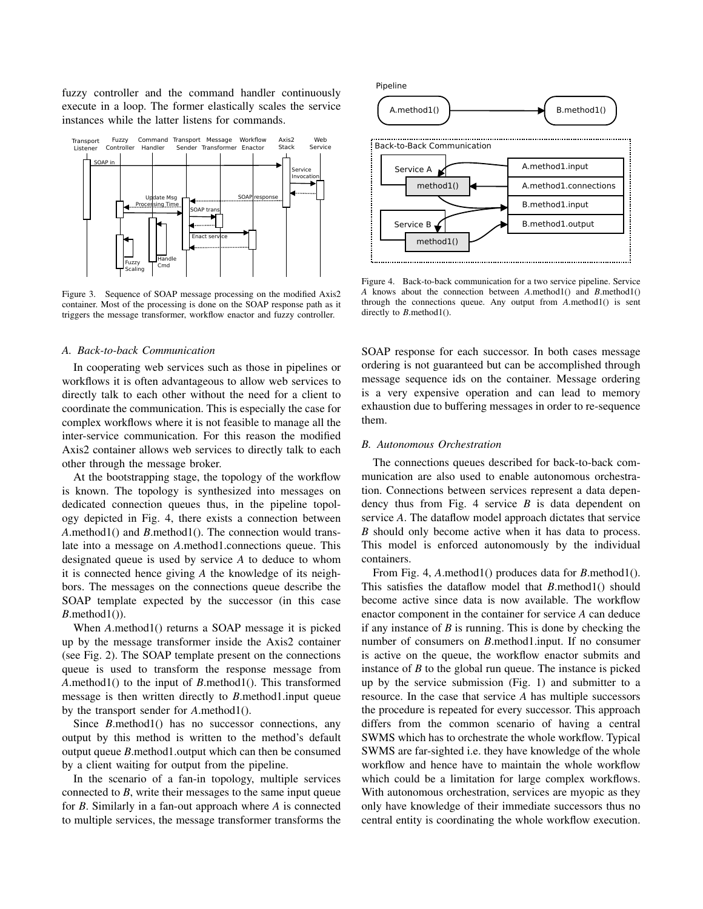fuzzy controller and the command handler continuously execute in a loop. The former elastically scales the service instances while the latter listens for commands.

Figure 3. Sequence of SOAP message processing on the modified Axis2 container. Most of the processing is done on the SOAP response path as it triggers the message transformer, workflow enactor and fuzzy controller.

### A. Back-to-back Communication

In cooperating web services such as those in pipelines or workflows it is often advantageous to allow web services to directly talk to each other without the need for a client to coordinate the communication. This is especially the case for complex workflows where it is not feasible to manage all the inter-service communication. For this reason the modified Axis2 container allows web services to directly talk to each other through the message broker.

At the bootstrapping stage, the topology of the workflow is known. The topology is synthesized into messages on dedicated connection queues thus, in the pipeline topology depicted in Fig. 4, there exists a connection between *A*.method1() and *B*.method1(). The connection would translate into a message on *A*.method1.connections queue. This designated queue is used by service *A* to deduce to whom it is connected hence giving *A* the knowledge of its neighbors. The messages on the connections queue describe the SOAP template expected by the successor (in this case *B*.method1()).

When *A*.method1() returns a SOAP message it is picked up by the message transformer inside the Axis2 container (see Fig. 2). The SOAP template present on the connections queue is used to transform the response message from *A*.method1() to the input of *B*.method1(). This transformed message is then written directly to *B*.method1.input queue by the transport sender for *A*.method1().

Since *B*.method1() has no successor connections, any output by this method is written to the method's default output queue *B*.method1.output which can then be consumed by a client waiting for output from the pipeline.

In the scenario of a fan-in topology, multiple services connected to *B*, write their messages to the same input queue for *B*. Similarly in a fan-out approach where *A* is connected to multiple services, the message transformer transforms the SOAP response for each successor. In both cases message ordering is not guaranteed but can be accomplished through message sequence ids on the container. Message ordering is a very expensive operation and can lead to memory exhaustion due to buffering messages in order to re-sequence them.

Figure 4. Back-to-back communication for a two service pipeline. Service *A* knows about the connection between *A*.method1() and *B*.method1() through the connections queue. Any output from *A*.method1() is sent directly to *B*.method1().

### B. Autonomous Orchestration

The connections queues described for back-to-back communication are also used to enable autonomous orchestration. Connections between services represent a data dependency thus from Fig. 4 service *B* is data dependent on service *A*. The dataflow model approach dictates that service *B* should only become active when it has data to process. This model is enforced autonomously by the individual containers.

From Fig. 4, *A*.method1() produces data for *B*.method1(). This satisfies the dataflow model that *B*.method1() should become active since data is now available. The workflow enactor component in the container for service *A* can deduce if any instance of *B* is running. This is done by checking the number of consumers on *B*.method1.input. If no consumer is active on the queue, the workflow enactor submits and instance of *B* to the global run queue. The instance is picked up by the service submission (Fig. 1) and submitter to a resource. In the case that service *A* has multiple successors the procedure is repeated for every successor. This approach differs from the common scenario of having a central SWMS which has to orchestrate the whole workflow. Typical SWMS are far-sighted i.e. they have knowledge of the whole workflow and hence have to maintain the whole workflow which could be a limitation for large complex workflows. With autonomous orchestration, services are myopic as they only have knowledge of their immediate successors thus no central entity is coordinating the whole workflow execution.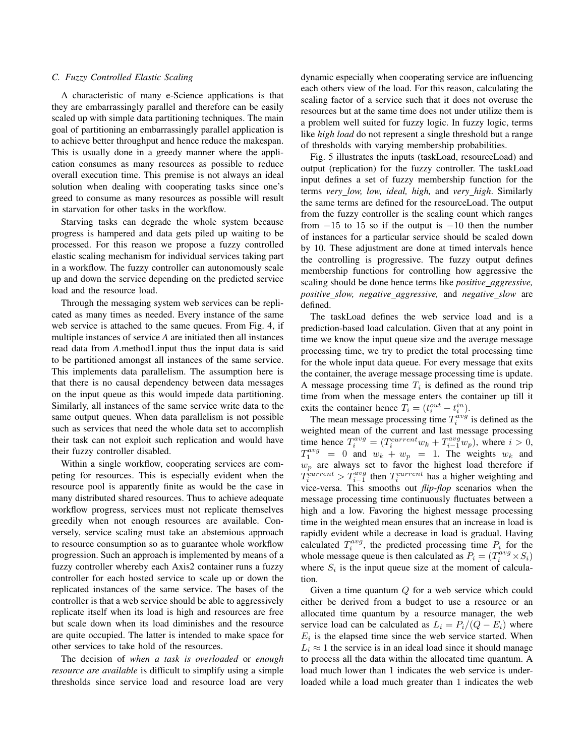### C. Fuzzy Controlled Elastic Scaling

A characteristic of many e-Science applications is that they are embarrassingly parallel and therefore can be easily scaled up with simple data partitioning techniques. The main goal of partitioning an embarrassingly parallel application is to achieve better throughput and hence reduce the makespan. This is usually done in a greedy manner where the application consumes as many resources as possible to reduce overall execution time. This premise is not always an ideal solution when dealing with cooperating tasks since one's greed to consume as many resources as possible will result in starvation for other tasks in the workflow.

Starving tasks can degrade the whole system because progress is hampered and data gets piled up waiting to be processed. For this reason we propose a fuzzy controlled elastic scaling mechanism for individual services taking part in a workflow. The fuzzy controller can autonomously scale up and down the service depending on the predicted service load and the resource load.

Through the messaging system web services can be replicated as many times as needed. Every instance of the same web service is attached to the same queues. From Fig. 4, if multiple instances of service *A* are initiated then all instances read data from *A*.method1.input thus the input data is said to be partitioned amongst all instances of the same service. This implements data parallelism. The assumption here is that there is no causal dependency between data messages on the input queue as this would impede data partitioning. Similarly, all instances of the same service write data to the same output queues. When data parallelism is not possible such as services that need the whole data set to accomplish their task can not exploit such replication and would have their fuzzy controller disabled.

Within a single workflow, cooperating services are competing for resources. This is especially evident when the resource pool is apparently finite as would be the case in many distributed shared resources. Thus to achieve adequate workflow progress, services must not replicate themselves greedily when not enough resources are available. Conversely, service scaling must take an abstemious approach to resource consumption so as to guarantee whole workflow progression. Such an approach is implemented by means of a fuzzy controller whereby each Axis2 container runs a fuzzy controller for each hosted service to scale up or down the replicated instances of the same service. The bases of the controller is that a web service should be able to aggressively replicate itself when its load is high and resources are free but scale down when its load diminishes and the resource are quite occupied. The latter is intended to make space for other services to take hold of the resources.

The decision of *when a task is overloaded* or *enough resource are available* is difficult to simplify using a simple thresholds since service load and resource load are very dynamic especially when cooperating service are influencing each others view of the load. For this reason, calculating the scaling factor of a service such that it does not overuse the resources but at the same time does not under utilize them is a problem well suited for fuzzy logic. In fuzzy logic, terms like *high load* do not represent a single threshold but a range of thresholds with varying membership probabilities.

Fig. 5 illustrates the inputs (taskLoad, resourceLoad) and output (replication) for the fuzzy controller. The taskLoad input defines a set of fuzzy membership function for the terms *very_low, low, ideal, high,* and *very_high*. Similarly the same terms are defined for the resourceLoad. The output from the fuzzy controller is the scaling count which ranges from $-15$ to $15$ so if the output is $-10$ then the number of instances for a particular service should be scaled down by $10$. These adjustment are done at timed intervals hence the controlling is progressive. The fuzzy output defines membership functions for controlling how aggressive the scaling should be done hence terms like *positive_aggressive, positive_slow, negative_aggressive,* and *negative_slow* are defined.

The taskLoad defines the web service load and is a prediction-based load calculation. Given that at any point in time we know the input queue size and the average message processing time, we try to predict the total processing time for the whole input data queue. For every message that exits the container, the average message processing time is update. A message processing time $T_i$ is defined as the round trip time from when the message enters the container up till it exits the container hence $T_i = (t_i^{out} - t_i^{in})$.

The mean message processing time $T_i^{avg}$ is defined as the weighted mean of the current and last message processing time hence $T_i^{avg} = (T_i^{current} w_k + T_{i-1}^{avg} w_p)$, where $i > 0$, $T_1^{avg} = 0$ and $w_k + w_p = 1$. The weights $w_k$ and $w_p$ are always set to favor the highest load therefore if $T_i^{current} > T_{i-1}^{avg}$ then $T_i^{current}$ has a higher weighting and vice-versa. This smooths out *flip-flop* scenarios when the message processing time continuously fluctuates between a high and a low. Favoring the highest message processing time in the weighted mean ensures that an increase in load is rapidly evident while a decrease in load is gradual. Having calculated $T_i^{avg}$, the predicted processing time $P_i$ for the whole message queue is then calculated as $P_i = (T_i^{avg} \times S_i)$ where $S_i$ is the input queue size at the moment of calculation.

Given a time quantum $Q$ for a web service which could either be derived from a budget to use a resource or an allocated time quantum by a resource manager, the web service load can be calculated as $L_i = P_i/(Q - E_i)$ where $E_i$ is the elapsed time since the web service started. When $L_i \approx 1$ the service is in an ideal load since it should manage to process all the data within the allocated time quantum. A load much lower than $1$ indicates the web service is under-loaded while a load much greater than $1$ indicates the web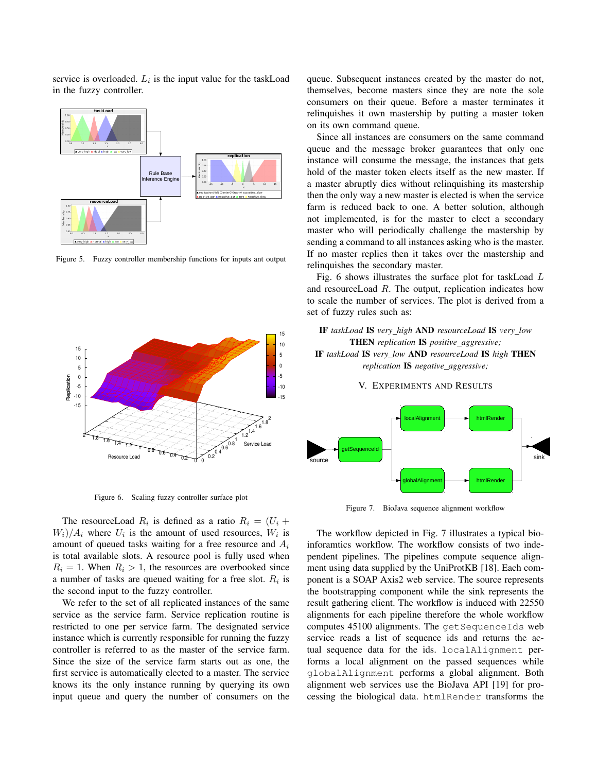service is overloaded. $L_i$ is the input value for the taskLoad in the fuzzy controller.

Figure 5. Fuzzy controller membership functions for inputs ant output

Figure 6. Scaling fuzzy controller surface plot

The resourceLoad $R_i$ is defined as a ratio $R_i = (U_i + W_i)/A_i$ where $U_i$ is the amount of used resources, $W_i$ is amount of queued tasks waiting for a free resource and $A_i$ is total available slots. A resource pool is fully used when $R_i = 1$. When $R_i > 1$, the resources are overbooked since a number of tasks are queued waiting for a free slot. $R_i$ is the second input to the fuzzy controller.

We refer to the set of all replicated instances of the same service as the service farm. Service replication routine is restricted to one per service farm. The designated service instance which is currently responsible for running the fuzzy controller is referred to as the master of the service farm. Since the size of the service farm starts out as one, the first service is automatically elected to a master. The service knows its the only instance running by querying its own input queue and query the number of consumers on the queue. Subsequent instances created by the master do not, themselves, become masters since they are note the sole consumers on their queue. Before a master terminates it relinquishes it own mastership by putting a master token on its own command queue.

Since all instances are consumers on the same command queue and the message broker guarantees that only one instance will consume the message, the instances that gets hold of the master token elects itself as the new master. If a master abruptly dies without relinquishing its mastership then the only way a new master is elected is when the service farm is reduced back to one. A better solution, although not implemented, is for the master to elect a secondary master who will periodically challenge the mastership by sending a command to all instances asking who is the master. If no master replies then it takes over the mastership and relinquishes the secondary master.

Fig. 6 shows illustrates the surface plot for taskLoad $L$ and resourceLoad $R$. The output, replication indicates how to scale the number of services. The plot is derived from a set of fuzzy rules such as:

**IF** *taskLoad* **IS** *very_high* **AND** *resourceLoad* **IS** *very_low* **THEN** *replication* **IS** *positive_aggressive;*
**IF** *taskLoad* **IS** *very_low* **AND** *resourceLoad* **IS** *high* **THEN** *replication* **IS** *negative_aggressive;*

## V. Experiments and Results

Figure 7. BioJava sequence alignment workflow

The workflow depicted in Fig. 7 illustrates a typical bio-inforamtics workflow. The workflow consists of two independent pipelines. The pipelines compute sequence alignment using data supplied by the UniProtKB [18]. Each component is a SOAP Axis2 web service. The source represents the bootstrapping component while the sink represents the result gathering client. The workflow is induced with 22550 alignments for each pipeline therefore the whole workflow computes 45100 alignments. The `getSequenceIds` web service reads a list of sequence ids and returns the actual sequence data for the ids. `localAlignment` performs a local alignment on the passed sequences while `globalAlignment` performs a global alignment. Both alignment web services use the BioJava API [19] for processing the biological data. `htmlRender` transforms the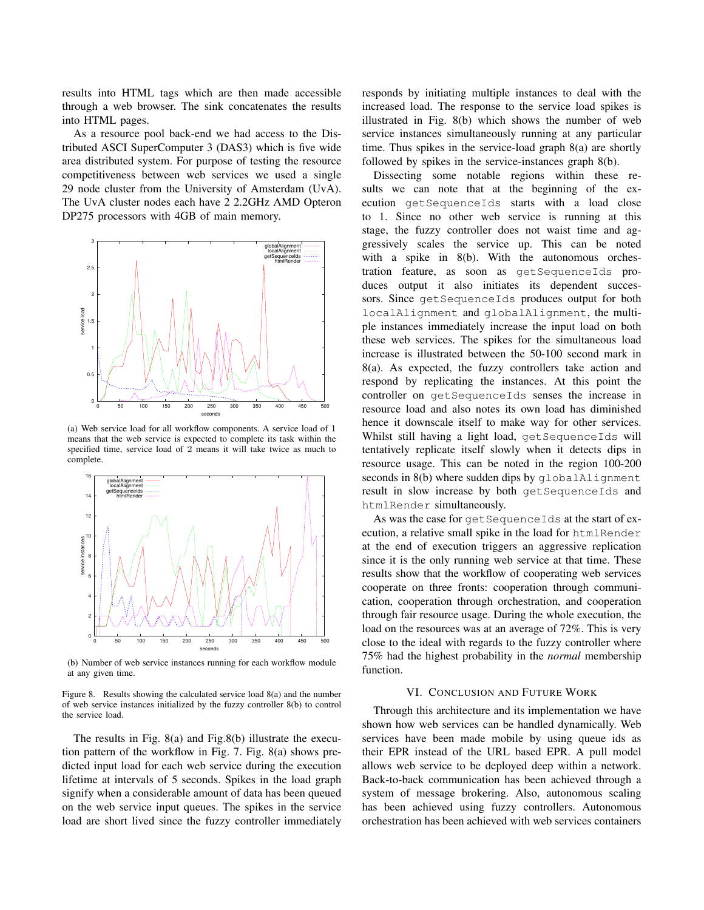results into HTML tags which are then made accessible through a web browser. The sink concatenates the results into HTML pages.

As a resource pool back-end we had access to the Distributed ASCI SuperComputer 3 (DAS3) which is five wide area distributed system. For purpose of testing the resource competitiveness between web services we used a single 29 node cluster from the University of Amsterdam (UvA). The UvA cluster nodes each have 2 2.2GHz AMD Opteron DP275 processors with 4GB of main memory.

(a) Web service load for all workflow components. A service load of 1 means that the web service is expected to complete its task within the specified time, service load of 2 means it will take twice as much to complete.

(b) Number of web service instances running for each workflow module at any given time.

Figure 8. Results showing the calculated service load 8(a) and the number of web service instances initialized by the fuzzy controller 8(b) to control the service load.

The results in Fig. 8(a) and Fig.8(b) illustrate the execution pattern of the workflow in Fig. 7. Fig. 8(a) shows predicted input load for each web service during the execution lifetime at intervals of 5 seconds. Spikes in the load graph signify when a considerable amount of data has been queued on the web service input queues. The spikes in the service load are short lived since the fuzzy controller immediately responds by initiating multiple instances to deal with the increased load. The response to the service load spikes is illustrated in Fig. 8(b) which shows the number of web service instances simultaneously running at any particular time. Thus spikes in the service-load graph 8(a) are shortly followed by spikes in the service-instances graph 8(b).

Dissecting some notable regions within these results we can note that at the beginning of the execution `getSequenceIds` starts with a load close to 1. Since no other web service is running at this stage, the fuzzy controller does not waist time and aggressively scales the service up. This can be noted with a spike in 8(b). With the autonomous orchestration feature, as soon as `getSequenceIds` produces output it also initiates its dependent successors. Since `getSequenceIds` produces output for both `localAlignment` and `globalAlignment`, the multiple instances immediately increase the input load on both these web services. The spikes for the simultaneous load increase is illustrated between the 50-100 second mark in 8(a). As expected, the fuzzy controllers take action and respond by replicating the instances. At this point the controller on `getSequenceIds` senses the increase in resource load and also notes its own load has diminished hence it downscale itself to make way for other services. Whilst still having a light load, `getSequenceIds` will tentatively replicate itself slowly when it detects dips in resource usage. This can be noted in the region 100-200 seconds in 8(b) where sudden dips by `globalAlignment` result in slow increase by both `getSequenceIds` and `htmlRender` simultaneously.

As was the case for `getSequenceIds` at the start of execution, a relative small spike in the load for `htmlRender` at the end of execution triggers an aggressive replication since it is the only running web service at that time. These results show that the workflow of cooperating web services cooperate on three fronts: cooperation through communication, cooperation through orchestration, and cooperation through fair resource usage. During the whole execution, the load on the resources was at an average of 72%. This is very close to the ideal with regards to the fuzzy controller where 75% had the highest probability in the *normal* membership function.

## VI. Conclusion and Future Work

Through this architecture and its implementation we have shown how web services can be handled dynamically. Web services have been made mobile by using queue ids as their EPR instead of the URL based EPR. A pull model allows web service to be deployed deep within a network. Back-to-back communication has been achieved through a system of message brokering. Also, autonomous scaling has been achieved using fuzzy controllers. Autonomous orchestration has been achieved with web services containers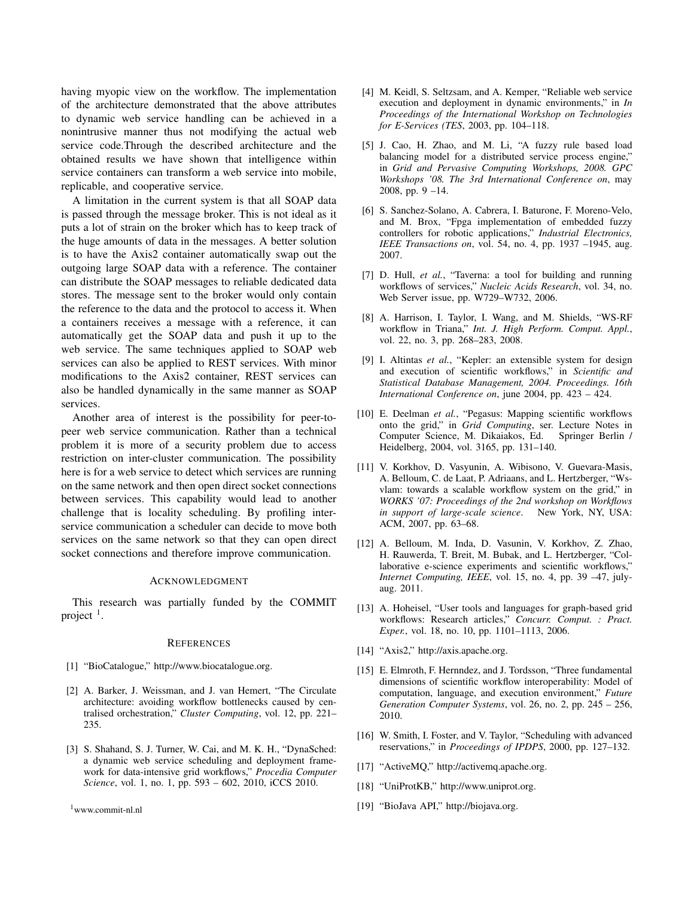having myopic view on the workflow. The implementation of the architecture demonstrated that the above attributes to dynamic web service handling can be achieved in a nonintrusive manner thus not modifying the actual web service code.Through the described architecture and the obtained results we have shown that intelligence within service containers can transform a web service into mobile, replicable, and cooperative service.

A limitation in the current system is that all SOAP data is passed through the message broker. This is not ideal as it puts a lot of strain on the broker which has to keep track of the huge amounts of data in the messages. A better solution is to have the Axis2 container automatically swap out the outgoing large SOAP data with a reference. The container can distribute the SOAP messages to reliable dedicated data stores. The message sent to the broker would only contain the reference to the data and the protocol to access it. When a containers receives a message with a reference, it can automatically get the SOAP data and push it up to the web service. The same techniques applied to SOAP web services can also be applied to REST services. With minor modifications to the Axis2 container, REST services can also be handled dynamically in the same manner as SOAP services.

Another area of interest is the possibility for peer-to-peer web service communication. Rather than a technical problem it is more of a security problem due to access restriction on inter-cluster communication. The possibility here is for a web service to detect which services are running on the same network and then open direct socket connections between services. This capability would lead to another challenge that is locality scheduling. By profiling inter-service communication a scheduler can decide to move both services on the same network so that they can open direct socket connections and therefore improve communication.

## Acknowledgment

This research was partially funded by the COMMIT project [1].

[1] www.commit-nl.nl

## References

[1] "BioCatalogue," http://www.biocatalogue.org.

[2] A. Barker, J. Weissman, and J. van Hemert, "The Circulate architecture: avoiding workflow bottlenecks caused by centralised orchestration," *Cluster Computing*, vol. 12, pp. 221–235.

[3] S. Shahand, S. J. Turner, W. Cai, and M. K. H., "DynaSched: a dynamic web service scheduling and deployment framework for data-intensive grid workflows," *Procedia Computer Science*, vol. 1, no. 1, pp. 593 – 602, 2010, iCCS 2010.

[4] M. Keidl, S. Seltzsam, and A. Kemper, "Reliable web service execution and deployment in dynamic environments," in *In Proceedings of the International Workshop on Technologies for E-Services (TES*, 2003, pp. 104–118.

[5] J. Cao, H. Zhao, and M. Li, "A fuzzy rule based load balancing model for a distributed service process engine," in *Grid and Pervasive Computing Workshops, 2008. GPC Workshops '08. The 3rd International Conference on*, may 2008, pp. 9 –14.

[6] S. Sanchez-Solano, A. Cabrera, I. Baturone, F. Moreno-Velo, and M. Brox, "Fpga implementation of embedded fuzzy controllers for robotic applications," *Industrial Electronics, IEEE Transactions on*, vol. 54, no. 4, pp. 1937 –1945, aug. 2007.

[7] D. Hull, *et al.*, "Taverna: a tool for building and running workflows of services," *Nucleic Acids Research*, vol. 34, no. Web Server issue, pp. W729–W732, 2006.

[8] A. Harrison, I. Taylor, I. Wang, and M. Shields, "WS-RF workflow in Triana," *Int. J. High Perform. Comput. Appl.*, vol. 22, no. 3, pp. 268–283, 2008.

[9] I. Altintas *et al.*, "Kepler: an extensible system for design and execution of scientific workflows," in *Scientific and Statistical Database Management, 2004. Proceedings. 16th International Conference on*, june 2004, pp. 423 – 424.

[10] E. Deelman *et al.*, "Pegasus: Mapping scientific workflows onto the grid," in *Grid Computing*, ser. Lecture Notes in Computer Science, M. Dikaiakos, Ed. Springer Berlin / Heidelberg, 2004, vol. 3165, pp. 131–140.

[11] V. Korkhov, D. Vasyunin, A. Wibisono, V. Guevara-Masis, A. Belloum, C. de Laat, P. Adriaans, and L. Hertzberger, "Ws-vlam: towards a scalable workflow system on the grid," in *WORKS '07: Proceedings of the 2nd workshop on Workflows in support of large-scale science*. New York, NY, USA: ACM, 2007, pp. 63–68.

[12] A. Belloum, M. Inda, D. Vasunin, V. Korkhov, Z. Zhao, H. Rauwerda, T. Breit, M. Bubak, and L. Hertzberger, "Collaborative e-science experiments and scientific workflows," *Internet Computing, IEEE*, vol. 15, no. 4, pp. 39 –47, july-aug. 2011.

[13] A. Hoheisel, "User tools and languages for graph-based grid workflows: Research articles," *Concurr. Comput. : Pract. Exper.*, vol. 18, no. 10, pp. 1101–1113, 2006.

[14] "Axis2," http://axis.apache.org.

[15] E. Elmroth, F. Hernndez, and J. Tordsson, "Three fundamental dimensions of scientific workflow interoperability: Model of computation, language, and execution environment," *Future Generation Computer Systems*, vol. 26, no. 2, pp. 245 – 256, 2010.

[16] W. Smith, I. Foster, and V. Taylor, "Scheduling with advanced reservations," in *Proceedings of IPDPS*, 2000, pp. 127–132.

[17] "ActiveMQ," http://activemq.apache.org.

[18] "UniProtKB," http://www.uniprot.org.

[19] "BioJava API," http://biojava.org.